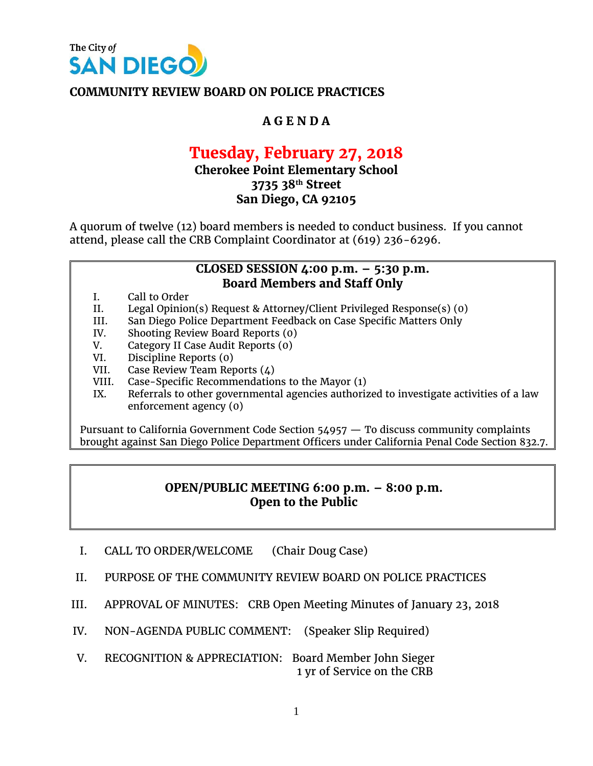The City of SAN DIEGO

**COMMUNITY REVIEW BOARD ON POLICE PRACTICES**

# A G E N D A

## Tuesday, February 27, 2018

**Cherokee Point Elementary School**
**3735 38th Street**
**San Diego, CA 92105**

A quorum of twelve (12) board members is needed to conduct business. If you cannot attend, please call the CRB Complaint Coordinator at (619) 236-6296.

### CLOSED SESSION 4:00 p.m. – 5:30 p.m.
### Board Members and Staff Only

I. Call to Order
II. Legal Opinion(s) Request & Attorney/Client Privileged Response(s) (0)
III. San Diego Police Department Feedback on Case Specific Matters Only
IV. Shooting Review Board Reports (0)
V. Category II Case Audit Reports (0)
VI. Discipline Reports (0)
VII. Case Review Team Reports (4)
VIII. Case-Specific Recommendations to the Mayor (1)
IX. Referrals to other governmental agencies authorized to investigate activities of a law enforcement agency (0)

Pursuant to California Government Code Section 54957 — To discuss community complaints brought against San Diego Police Department Officers under California Penal Code Section 832.7.

### OPEN/PUBLIC MEETING 6:00 p.m. – 8:00 p.m.
### Open to the Public

I. CALL TO ORDER/WELCOME (Chair Doug Case)

II. PURPOSE OF THE COMMUNITY REVIEW BOARD ON POLICE PRACTICES

III. APPROVAL OF MINUTES: CRB Open Meeting Minutes of January 23, 2018

IV. NON-AGENDA PUBLIC COMMENT: (Speaker Slip Required)

V. RECOGNITION & APPRECIATION: Board Member John Sieger
1 yr of Service on the CRB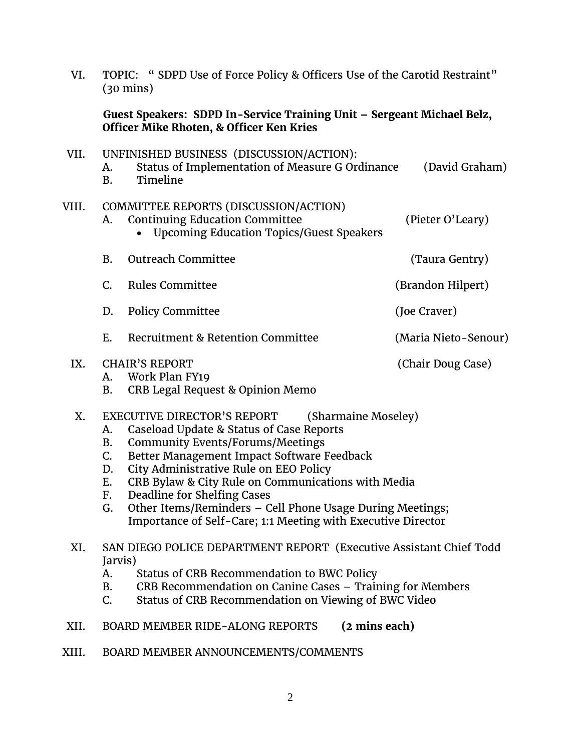VI. TOPIC: " SDPD Use of Force Policy & Officers Use of the Carotid Restraint" (30 mins)

**Guest Speakers: SDPD In-Service Training Unit – Sergeant Michael Belz, Officer Mike Rhoten, & Officer Ken Kries**

VII. UNFINISHED BUSINESS (DISCUSSION/ACTION):
   A. Status of Implementation of Measure G Ordinance (David Graham)
   B. Timeline

VIII. COMMITTEE REPORTS (DISCUSSION/ACTION)
   A. Continuing Education Committee (Pieter O'Leary)
      - Upcoming Education Topics/Guest Speakers

   B. Outreach Committee (Taura Gentry)

   C. Rules Committee (Brandon Hilpert)

   D. Policy Committee (Joe Craver)

   E. Recruitment & Retention Committee (Maria Nieto-Senour)

IX. CHAIR'S REPORT (Chair Doug Case)
   A. Work Plan FY19
   B. CRB Legal Request & Opinion Memo

X. EXECUTIVE DIRECTOR'S REPORT (Sharmaine Moseley)
   A. Caseload Update & Status of Case Reports
   B. Community Events/Forums/Meetings
   C. Better Management Impact Software Feedback
   D. City Administrative Rule on EEO Policy
   E. CRB Bylaw & City Rule on Communications with Media
   F. Deadline for Shelfing Cases
   G. Other Items/Reminders – Cell Phone Usage During Meetings; Importance of Self-Care; 1:1 Meeting with Executive Director

XI. SAN DIEGO POLICE DEPARTMENT REPORT (Executive Assistant Chief Todd Jarvis)
   A. Status of CRB Recommendation to BWC Policy
   B. CRB Recommendation on Canine Cases – Training for Members
   C. Status of CRB Recommendation on Viewing of BWC Video

XII. BOARD MEMBER RIDE-ALONG REPORTS **(2 mins each)**

XIII. BOARD MEMBER ANNOUNCEMENTS/COMMENTS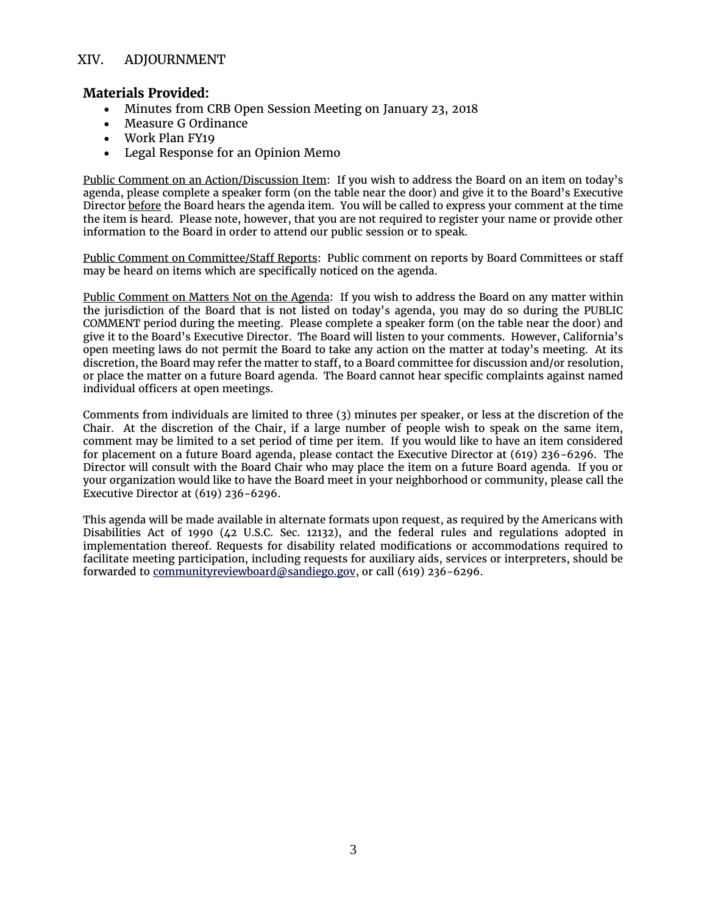XIV. ADJOURNMENT

**Materials Provided:**

- Minutes from CRB Open Session Meeting on January 23, 2018
- Measure G Ordinance
- Work Plan FY19
- Legal Response for an Opinion Memo

Public Comment on an Action/Discussion Item: If you wish to address the Board on an item on today's agenda, please complete a speaker form (on the table near the door) and give it to the Board's Executive Director before the Board hears the agenda item. You will be called to express your comment at the time the item is heard. Please note, however, that you are not required to register your name or provide other information to the Board in order to attend our public session or to speak.

Public Comment on Committee/Staff Reports: Public comment on reports by Board Committees or staff may be heard on items which are specifically noticed on the agenda.

Public Comment on Matters Not on the Agenda: If you wish to address the Board on any matter within the jurisdiction of the Board that is not listed on today's agenda, you may do so during the PUBLIC COMMENT period during the meeting. Please complete a speaker form (on the table near the door) and give it to the Board's Executive Director. The Board will listen to your comments. However, California's open meeting laws do not permit the Board to take any action on the matter at today's meeting. At its discretion, the Board may refer the matter to staff, to a Board committee for discussion and/or resolution, or place the matter on a future Board agenda. The Board cannot hear specific complaints against named individual officers at open meetings.

Comments from individuals are limited to three (3) minutes per speaker, or less at the discretion of the Chair. At the discretion of the Chair, if a large number of people wish to speak on the same item, comment may be limited to a set period of time per item. If you would like to have an item considered for placement on a future Board agenda, please contact the Executive Director at (619) 236-6296. The Director will consult with the Board Chair who may place the item on a future Board agenda. If you or your organization would like to have the Board meet in your neighborhood or community, please call the Executive Director at (619) 236-6296.

This agenda will be made available in alternate formats upon request, as required by the Americans with Disabilities Act of 1990 (42 U.S.C. Sec. 12132), and the federal rules and regulations adopted in implementation thereof. Requests for disability related modifications or accommodations required to facilitate meeting participation, including requests for auxiliary aids, services or interpreters, should be forwarded to communityreviewboard@sandiego.gov, or call (619) 236-6296.